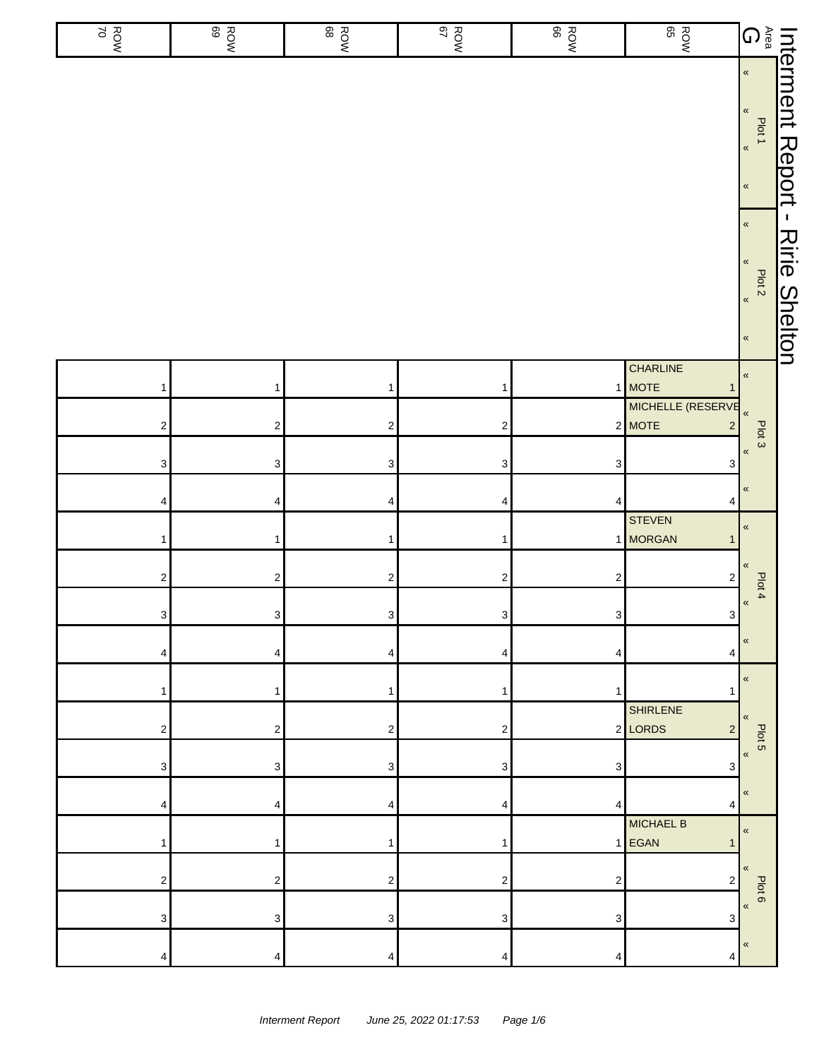# Interment Report - Ririe Shelton

| Area G | ROW 65 | ROW 66 | ROW 67 | ROW 68 | ROW 69 | ROW 70 |
|---|---|---|---|---|---|---|
| Plot 1 « | | | | | | |
| « | | | | | | |
| « | | | | | | |
| « | | | | | | |
| Plot 2 « | | | | | | |
| « | | | | | | |
| « | | | | | | |
| « | | | | | | |
| Plot 3 « | CHARLINE MOTE 1 | 1 | 1 | 1 | 1 | 1 |
| « | MICHELLE (RESERVE MOTE 2 | 2 | 2 | 2 | 2 | 2 |
| « | 3 | 3 | 3 | 3 | 3 | 3 |
| « | 4 | 4 | 4 | 4 | 4 | 4 |
| Plot 4 « | STEVEN MORGAN 1 | 1 | 1 | 1 | 1 | 1 |
| « | 2 | 2 | 2 | 2 | 2 | 2 |
| « | 3 | 3 | 3 | 3 | 3 | 3 |
| « | 4 | 4 | 4 | 4 | 4 | 4 |
| Plot 5 « | 1 | 1 | 1 | 1 | 1 | 1 |
| « | SHIRLENE LORDS 2 | 2 | 2 | 2 | 2 | 2 |
| « | 3 | 3 | 3 | 3 | 3 | 3 |
| « | 4 | 4 | 4 | 4 | 4 | 4 |
| Plot 6 « | MICHAEL B EGAN 1 | 1 | 1 | 1 | 1 | 1 |
| « | 2 | 2 | 2 | 2 | 2 | 2 |
| « | 3 | 3 | 3 | 3 | 3 | 3 |
| « | 4 | 4 | 4 | 4 | 4 | 4 |

*Interment Report June 25, 2022 01:17:53*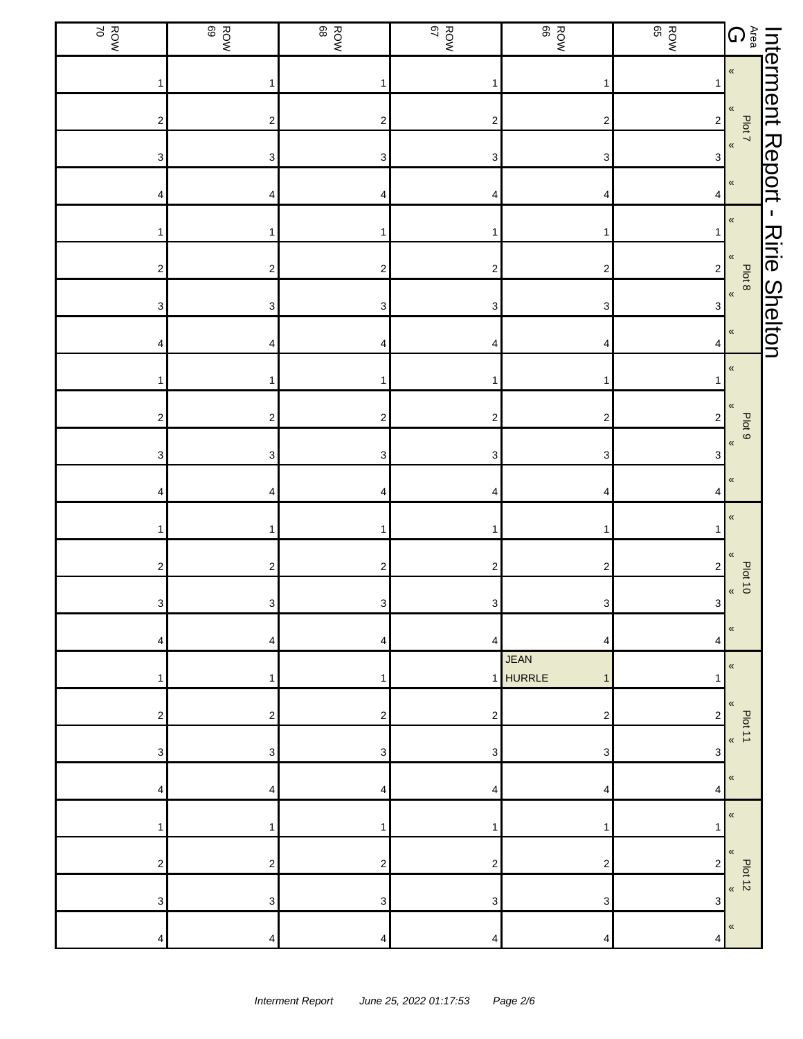# Interment Report - Ririe Shelton

| Area G | | ROW 65 | ROW 66 | ROW 67 | ROW 68 | ROW 69 | ROW 70 |
|---|---|---|---|---|---|---|---|
| Plot 7 | « | 1 | 1 | 1 | 1 | 1 | 1 |
| | « | 2 | 2 | 2 | 2 | 2 | 2 |
| | « | 3 | 3 | 3 | 3 | 3 | 3 |
| | « | 4 | 4 | 4 | 4 | 4 | 4 |
| Plot 8 | « | 1 | 1 | 1 | 1 | 1 | 1 |
| | « | 2 | 2 | 2 | 2 | 2 | 2 |
| | « | 3 | 3 | 3 | 3 | 3 | 3 |
| | « | 4 | 4 | 4 | 4 | 4 | 4 |
| Plot 9 | « | 1 | 1 | 1 | 1 | 1 | 1 |
| | « | 2 | 2 | 2 | 2 | 2 | 2 |
| | « | 3 | 3 | 3 | 3 | 3 | 3 |
| | « | 4 | 4 | 4 | 4 | 4 | 4 |
| Plot 10 | « | 1 | 1 | 1 | 1 | 1 | 1 |
| | « | 2 | 2 | 2 | 2 | 2 | 2 |
| | « | 3 | 3 | 3 | 3 | 3 | 3 |
| | « | 4 | 4 | 4 | 4 | 4 | 4 |
| Plot 11 | « | 1 | JEAN HURRLE 1 | 1 | 1 | 1 | 1 |
| | « | 2 | 2 | 2 | 2 | 2 | 2 |
| | « | 3 | 3 | 3 | 3 | 3 | 3 |
| | « | 4 | 4 | 4 | 4 | 4 | 4 |
| Plot 12 | « | 1 | 1 | 1 | 1 | 1 | 1 |
| | « | 2 | 2 | 2 | 2 | 2 | 2 |
| | « | 3 | 3 | 3 | 3 | 3 | 3 |
| | « | 4 | 4 | 4 | 4 | 4 | 4 |

*Interment Report June 25, 2022 01:17:53*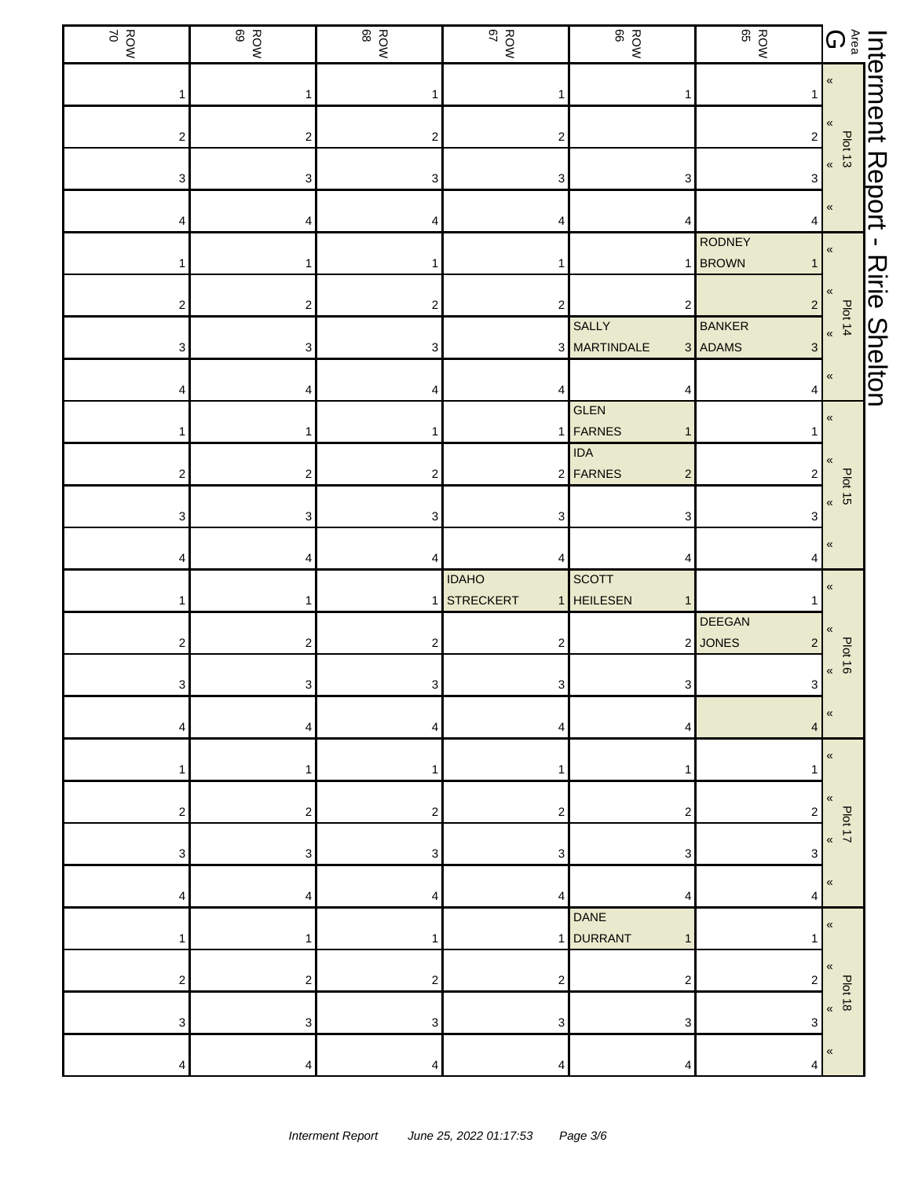# Interment Report - Ririe Shelton

| Area G | ROW 65 | ROW 66 | ROW 67 | ROW 68 | ROW 69 | ROW 70 |
|---|---|---|---|---|---|---|
| Plot 13 « | 1 | 1 | 1 | 1 | 1 | 1 |
| « | 2 | | 2 | 2 | 2 | 2 |
| « | 3 | 3 | 3 | 3 | 3 | 3 |
| « | 4 | 4 | 4 | 4 | 4 | 4 |
| Plot 14 « | RODNEY BROWN 1 | 1 | 1 | 1 | 1 | 1 |
| « | 2 | 2 | 2 | 2 | 2 | 2 |
| « | BANKER ADAMS 3 | SALLY MARTINDALE 3 | 3 | 3 | 3 | 3 |
| « | 4 | 4 | 4 | 4 | 4 | 4 |
| Plot 15 « | 1 | GLEN FARNES 1 | 1 | 1 | 1 | 1 |
| « | 2 | IDA FARNES 2 | 2 | 2 | 2 | 2 |
| « | 3 | 3 | 3 | 3 | 3 | 3 |
| « | 4 | 4 | 4 | 4 | 4 | 4 |
| Plot 16 « | 1 | SCOTT HEILESEN 1 | IDAHO STRECKERT 1 | 1 | 1 | 1 |
| « | DEEGAN JONES 2 | 2 | 2 | 2 | 2 | 2 |
| « | 3 | 3 | 3 | 3 | 3 | 3 |
| « | 4 | 4 | 4 | 4 | 4 | 4 |
| Plot 17 « | 1 | 1 | 1 | 1 | 1 | 1 |
| « | 2 | 2 | 2 | 2 | 2 | 2 |
| « | 3 | 3 | 3 | 3 | 3 | 3 |
| « | 4 | 4 | 4 | 4 | 4 | 4 |
| Plot 18 « | 1 | DANE DURRANT 1 | 1 | 1 | 1 | 1 |
| « | 2 | 2 | 2 | 2 | 2 | 2 |
| « | 3 | 3 | 3 | 3 | 3 | 3 |
| « | 4 | 4 | 4 | 4 | 4 | 4 |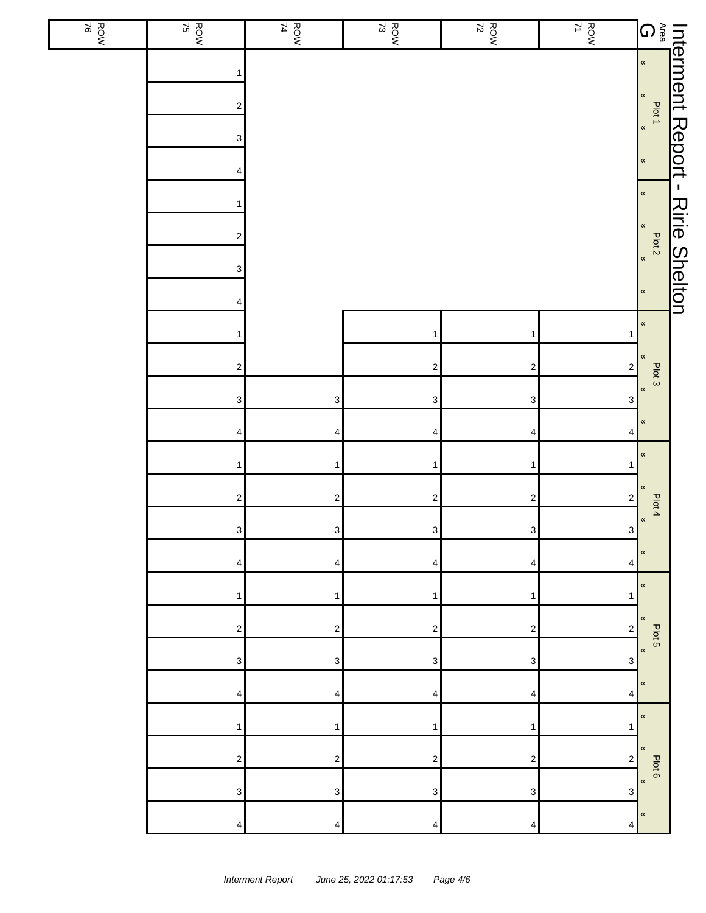# Interment Report - Ririe Shelton

| Area G | ROW 71 | ROW 72 | ROW 73 | ROW 74 | ROW 75 | ROW 76 |
|---|---|---|---|---|---|---|
| Plot 1 « | | | | | 1 | |
| « | | | | | 2 | |
| « | | | | | 3 | |
| « | | | | | 4 | |
| Plot 2 « | | | | | 1 | |
| « | | | | | 2 | |
| « | | | | | 3 | |
| « | | | | | 4 | |
| Plot 3 « | 1 | 1 | 1 | | 1 | |
| « | 2 | 2 | 2 | | 2 | |
| « | 3 | 3 | 3 | 3 | 3 | |
| « | 4 | 4 | 4 | 4 | 4 | |
| Plot 4 « | 1 | 1 | 1 | 1 | 1 | |
| « | 2 | 2 | 2 | 2 | 2 | |
| « | 3 | 3 | 3 | 3 | 3 | |
| « | 4 | 4 | 4 | 4 | 4 | |
| Plot 5 « | 1 | 1 | 1 | 1 | 1 | |
| « | 2 | 2 | 2 | 2 | 2 | |
| « | 3 | 3 | 3 | 3 | 3 | |
| « | 4 | 4 | 4 | 4 | 4 | |
| Plot 6 « | 1 | 1 | 1 | 1 | 1 | |
| « | 2 | 2 | 2 | 2 | 2 | |
| « | 3 | 3 | 3 | 3 | 3 | |
| « | 4 | 4 | 4 | 4 | 4 | |

*Interment Report June 25, 2022 01:17:53*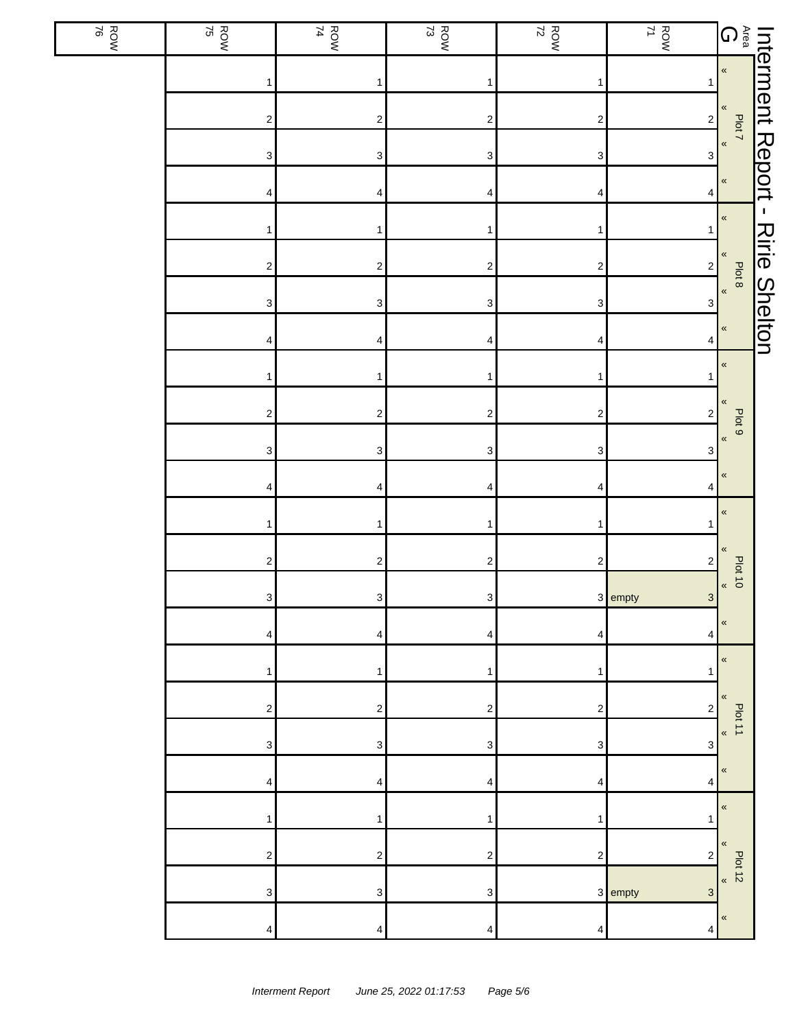# Interment Report - Ririe Shelton

| Area G | ROW 71 | ROW 72 | ROW 73 | ROW 74 | ROW 75 | ROW 76 |
|---|---|---|---|---|---|---|
| Plot 7 « | 1 | 1 | 1 | 1 | 1 | |
| « | 2 | 2 | 2 | 2 | 2 | |
| « | 3 | 3 | 3 | 3 | 3 | |
| « | 4 | 4 | 4 | 4 | 4 | |
| Plot 8 « | 1 | 1 | 1 | 1 | 1 | |
| « | 2 | 2 | 2 | 2 | 2 | |
| « | 3 | 3 | 3 | 3 | 3 | |
| « | 4 | 4 | 4 | 4 | 4 | |
| Plot 9 « | 1 | 1 | 1 | 1 | 1 | |
| « | 2 | 2 | 2 | 2 | 2 | |
| « | 3 | 3 | 3 | 3 | 3 | |
| « | 4 | 4 | 4 | 4 | 4 | |
| Plot 10 « | 1 | 1 | 1 | 1 | 1 | |
| « | 2 | 2 | 2 | 2 | 2 | |
| « | empty 3 | 3 | 3 | 3 | 3 | |
| « | 4 | 4 | 4 | 4 | 4 | |
| Plot 11 « | 1 | 1 | 1 | 1 | 1 | |
| « | 2 | 2 | 2 | 2 | 2 | |
| « | 3 | 3 | 3 | 3 | 3 | |
| « | 4 | 4 | 4 | 4 | 4 | |
| Plot 12 « | 1 | 1 | 1 | 1 | 1 | |
| « | 2 | 2 | 2 | 2 | 2 | |
| « | empty 3 | 3 | 3 | 3 | 3 | |
| « | 4 | 4 | 4 | 4 | 4 | |

*Interment Report June 25, 2022 01:17:53*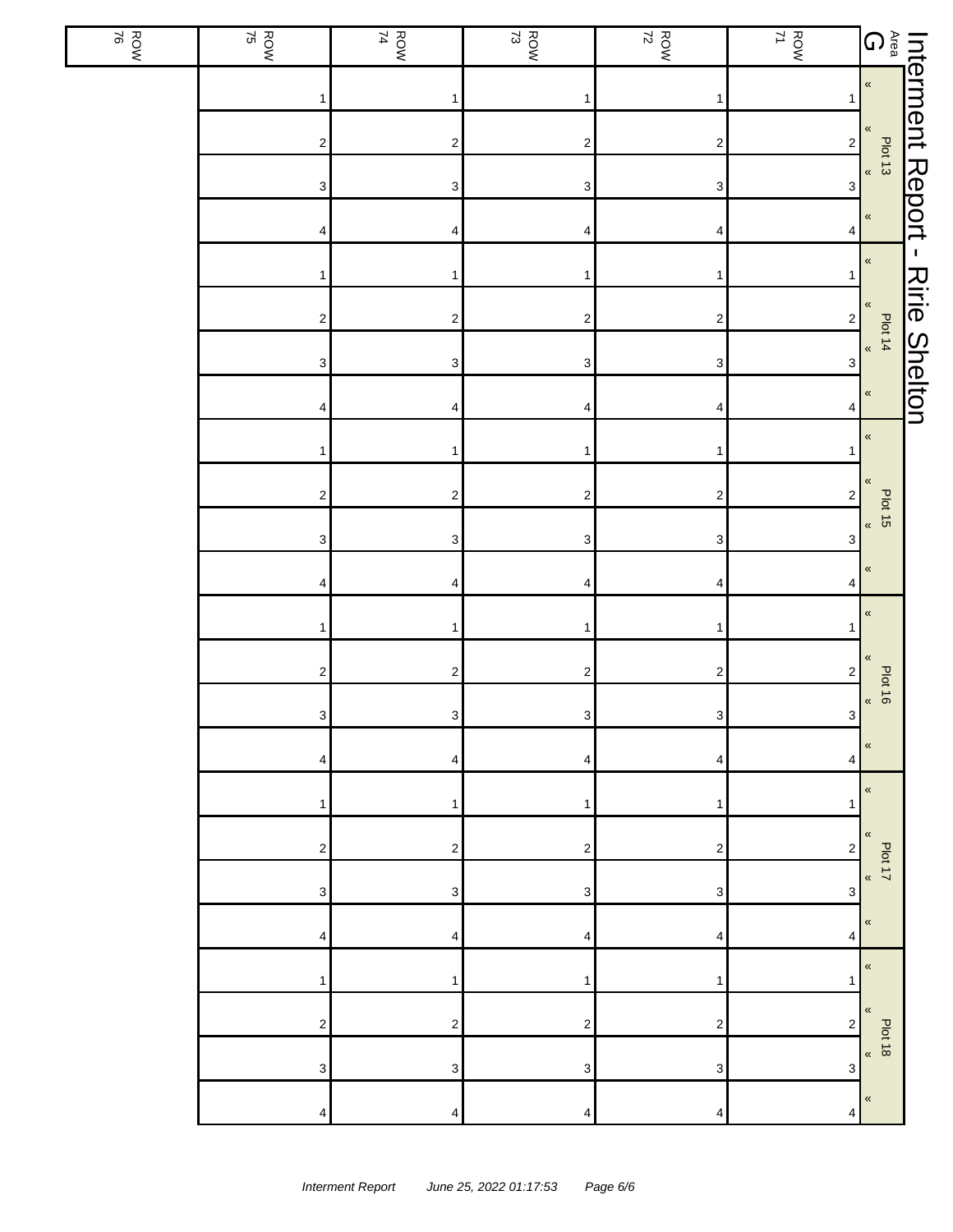# Interment Report - Ririe Shelton

| Area G | | ROW 71 | ROW 72 | ROW 73 | ROW 74 | ROW 75 | ROW 76 |
|---|---|---|---|---|---|---|---|
| Plot 13 | « | 1 | 1 | 1 | 1 | 1 | |
| | « | 2 | 2 | 2 | 2 | 2 | |
| | « | 3 | 3 | 3 | 3 | 3 | |
| | « | 4 | 4 | 4 | 4 | 4 | |
| Plot 14 | « | 1 | 1 | 1 | 1 | 1 | |
| | « | 2 | 2 | 2 | 2 | 2 | |
| | « | 3 | 3 | 3 | 3 | 3 | |
| | « | 4 | 4 | 4 | 4 | 4 | |
| Plot 15 | « | 1 | 1 | 1 | 1 | 1 | |
| | « | 2 | 2 | 2 | 2 | 2 | |
| | « | 3 | 3 | 3 | 3 | 3 | |
| | « | 4 | 4 | 4 | 4 | 4 | |
| Plot 16 | « | 1 | 1 | 1 | 1 | 1 | |
| | « | 2 | 2 | 2 | 2 | 2 | |
| | « | 3 | 3 | 3 | 3 | 3 | |
| | « | 4 | 4 | 4 | 4 | 4 | |
| Plot 17 | « | 1 | 1 | 1 | 1 | 1 | |
| | « | 2 | 2 | 2 | 2 | 2 | |
| | « | 3 | 3 | 3 | 3 | 3 | |
| | « | 4 | 4 | 4 | 4 | 4 | |
| Plot 18 | « | 1 | 1 | 1 | 1 | 1 | |
| | « | 2 | 2 | 2 | 2 | 2 | |
| | « | 3 | 3 | 3 | 3 | 3 | |
| | « | 4 | 4 | 4 | 4 | 4 | |

*Interment Report June 25, 2022 01:17:53*